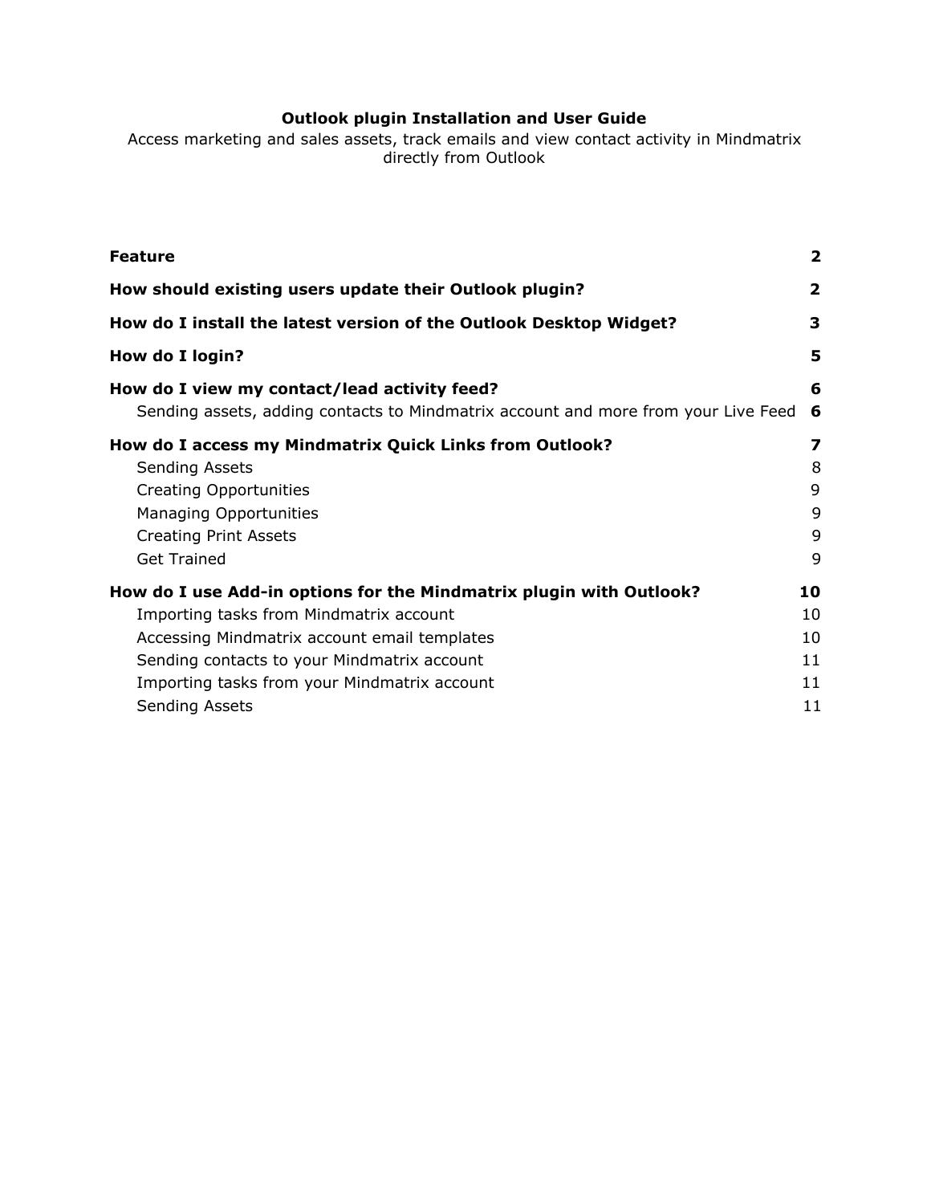**Outlook plugin Installation and User Guide**

Access marketing and sales assets, track emails and view contact activity in Mindmatrix directly from Outlook

| | |
|---|---|
| **Feature** | **2** |
| **How should existing users update their Outlook plugin?** | **2** |
| **How do I install the latest version of the Outlook Desktop Widget?** | **3** |
| **How do I login?** | **5** |
| **How do I view my contact/lead activity feed?** | **6** |
| Sending assets, adding contacts to Mindmatrix account and more from your Live Feed | **6** |
| **How do I access my Mindmatrix Quick Links from Outlook?** | **7** |
| Sending Assets | 8 |
| Creating Opportunities | 9 |
| Managing Opportunities | 9 |
| Creating Print Assets | 9 |
| Get Trained | 9 |
| **How do I use Add-in options for the Mindmatrix plugin with Outlook?** | **10** |
| Importing tasks from Mindmatrix account | 10 |
| Accessing Mindmatrix account email templates | 10 |
| Sending contacts to your Mindmatrix account | 11 |
| Importing tasks from your Mindmatrix account | 11 |
| Sending Assets | 11 |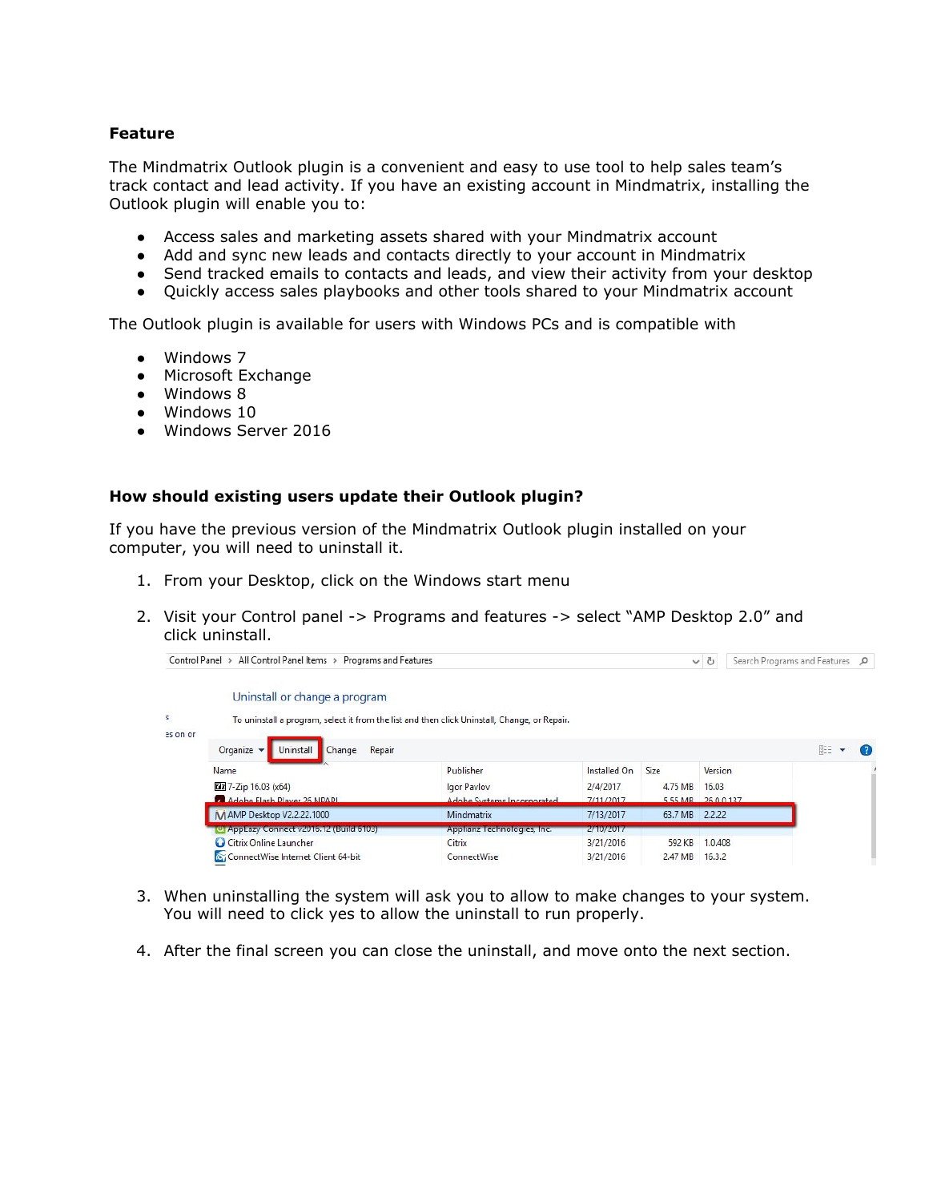**Feature**

The Mindmatrix Outlook plugin is a convenient and easy to use tool to help sales team's track contact and lead activity. If you have an existing account in Mindmatrix, installing the Outlook plugin will enable you to:

- Access sales and marketing assets shared with your Mindmatrix account
- Add and sync new leads and contacts directly to your account in Mindmatrix
- Send tracked emails to contacts and leads, and view their activity from your desktop
- Quickly access sales playbooks and other tools shared to your Mindmatrix account

The Outlook plugin is available for users with Windows PCs and is compatible with

- Windows 7
- Microsoft Exchange
- Windows 8
- Windows 10
- Windows Server 2016

**How should existing users update their Outlook plugin?**

If you have the previous version of the Mindmatrix Outlook plugin installed on your computer, you will need to uninstall it.

1. From your Desktop, click on the Windows start menu
2. Visit your Control panel -> Programs and features -> select "AMP Desktop 2.0" and click uninstall.
3. When uninstalling the system will ask you to allow to make changes to your system. You will need to click yes to allow the uninstall to run properly.
4. After the final screen you can close the uninstall, and move onto the next section.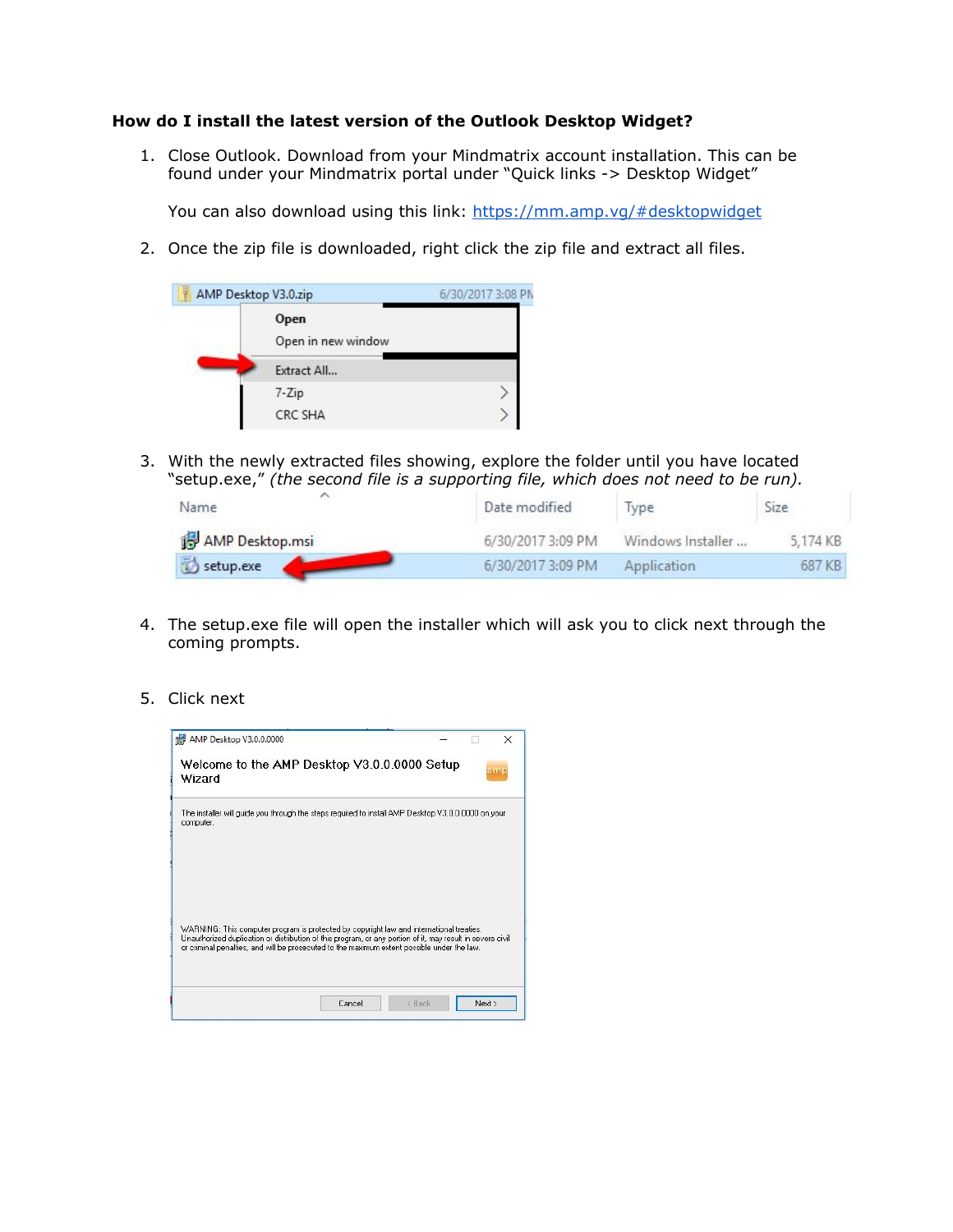**How do I install the latest version of the Outlook Desktop Widget?**

1. Close Outlook. Download from your Mindmatrix account installation. This can be found under your Mindmatrix portal under "Quick links -> Desktop Widget"

   You can also download using this link: [https://mm.amp.vg/#desktopwidget](https://mm.amp.vg/#desktopwidget)

2. Once the zip file is downloaded, right click the zip file and extract all files.

3. With the newly extracted files showing, explore the folder until you have located "setup.exe," *(the second file is a supporting file, which does not need to be run).*

4. The setup.exe file will open the installer which will ask you to click next through the coming prompts.

5. Click next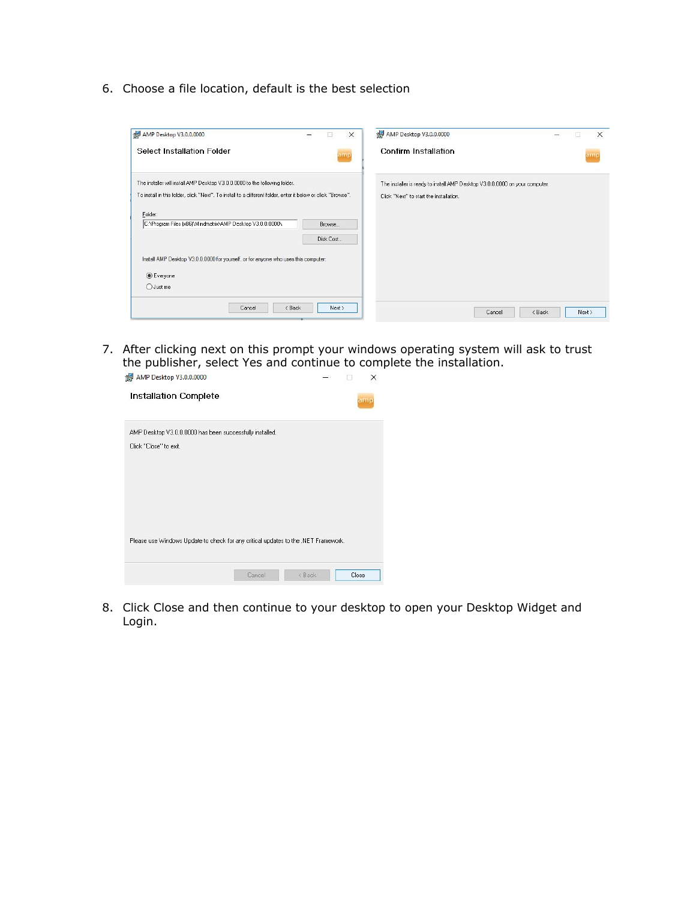6. Choose a file location, default is the best selection

7. After clicking next on this prompt your windows operating system will ask to trust the publisher, select Yes and continue to complete the installation.

8. Click Close and then continue to your desktop to open your Desktop Widget and Login.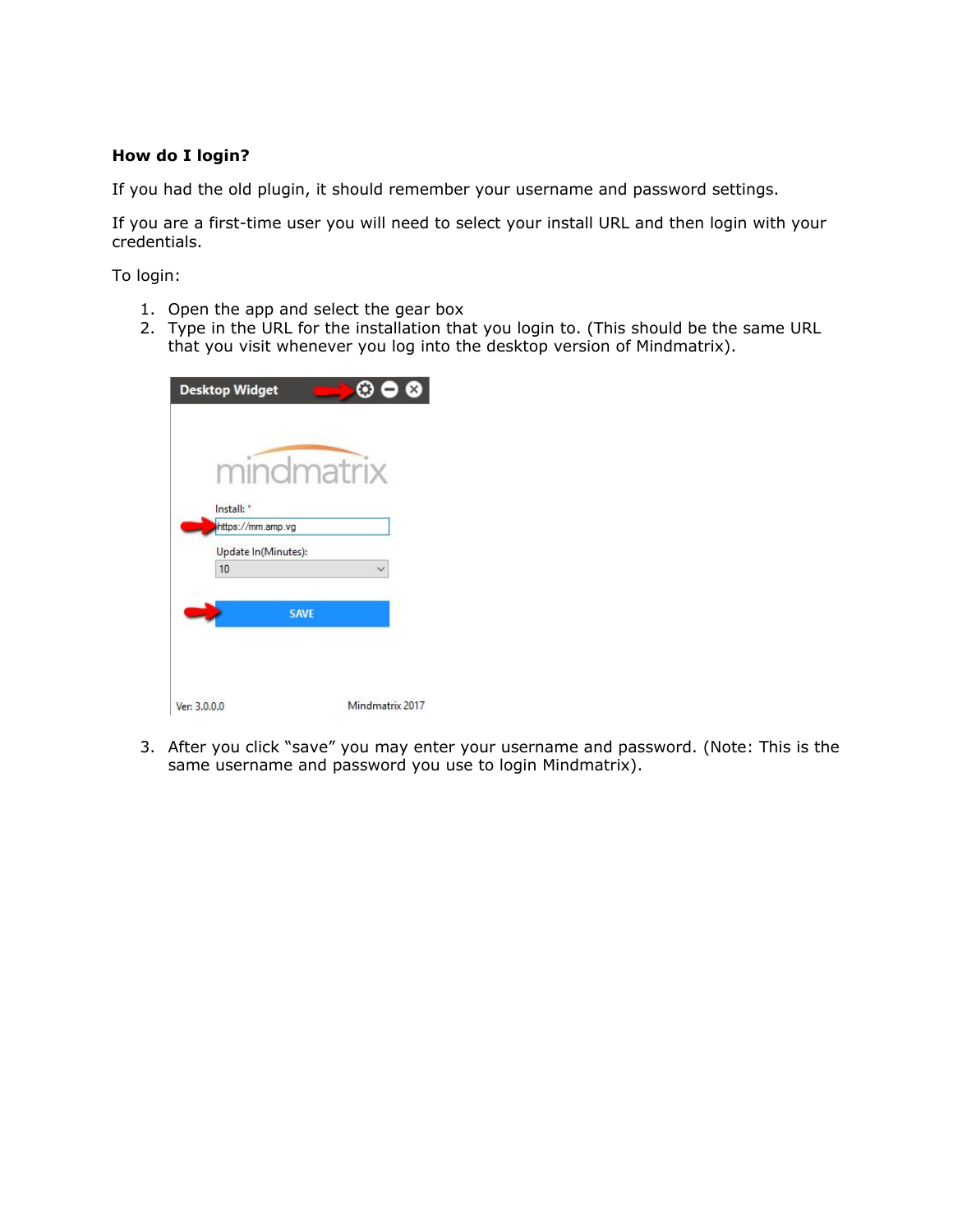**How do I login?**

If you had the old plugin, it should remember your username and password settings.

If you are a first-time user you will need to select your install URL and then login with your credentials.

To login:

1. Open the app and select the gear box
2. Type in the URL for the installation that you login to. (This should be the same URL that you visit whenever you log into the desktop version of Mindmatrix).
3. After you click "save" you may enter your username and password. (Note: This is the same username and password you use to login Mindmatrix).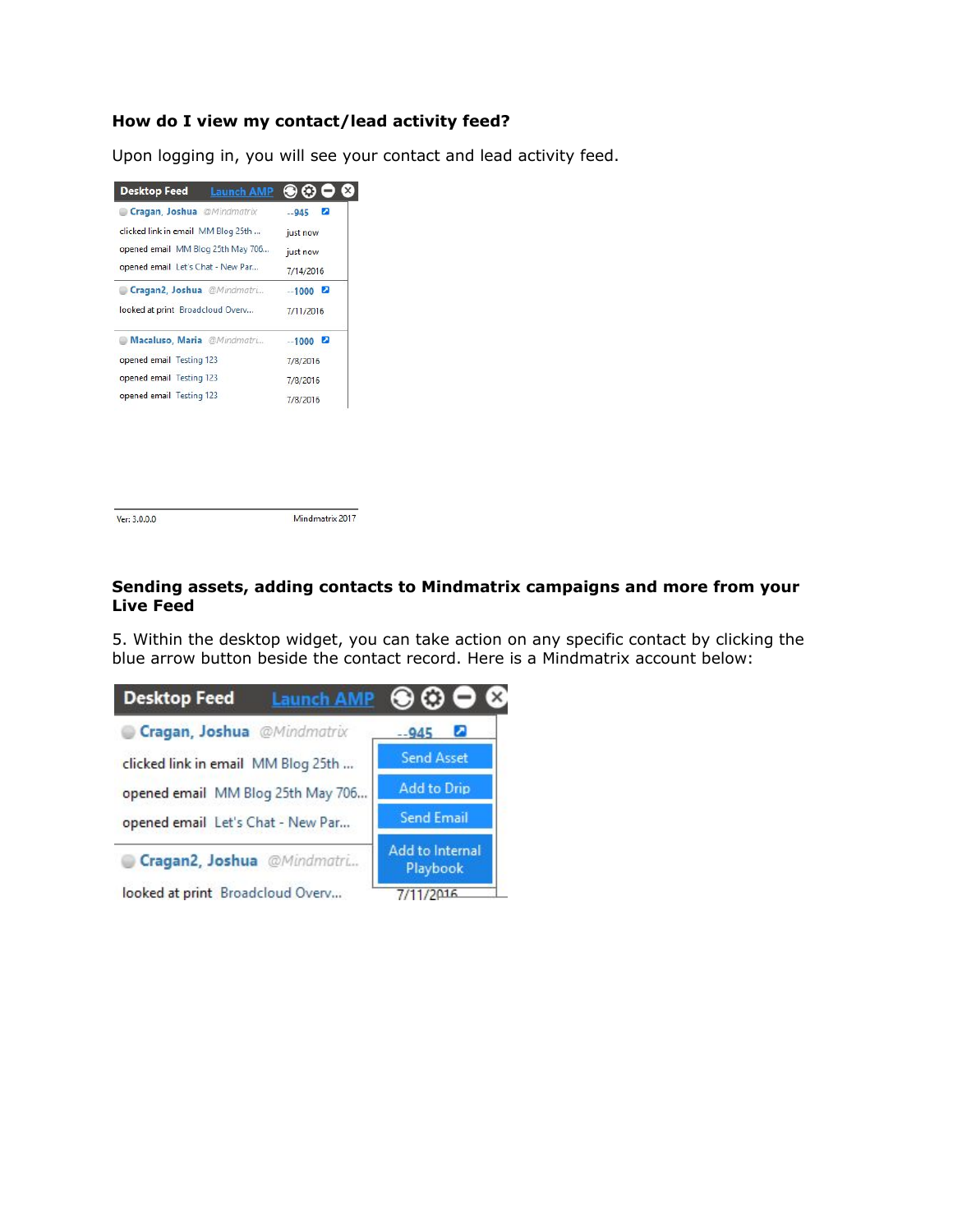### How do I view my contact/lead activity feed?

Upon logging in, you will see your contact and lead activity feed.

### Sending assets, adding contacts to Mindmatrix campaigns and more from your Live Feed

5. Within the desktop widget, you can take action on any specific contact by clicking the blue arrow button beside the contact record. Here is a Mindmatrix account below: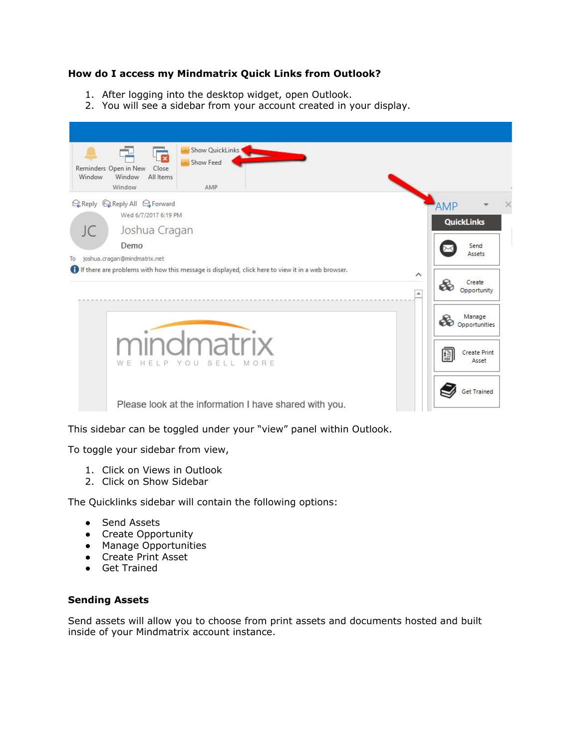**How do I access my Mindmatrix Quick Links from Outlook?**

1. After logging into the desktop widget, open Outlook.
2. You will see a sidebar from your account created in your display.

This sidebar can be toggled under your "view" panel within Outlook.

To toggle your sidebar from view,

1. Click on Views in Outlook
2. Click on Show Sidebar

The Quicklinks sidebar will contain the following options:

- Send Assets
- Create Opportunity
- Manage Opportunities
- Create Print Asset
- Get Trained

**Sending Assets**

Send assets will allow you to choose from print assets and documents hosted and built inside of your Mindmatrix account instance.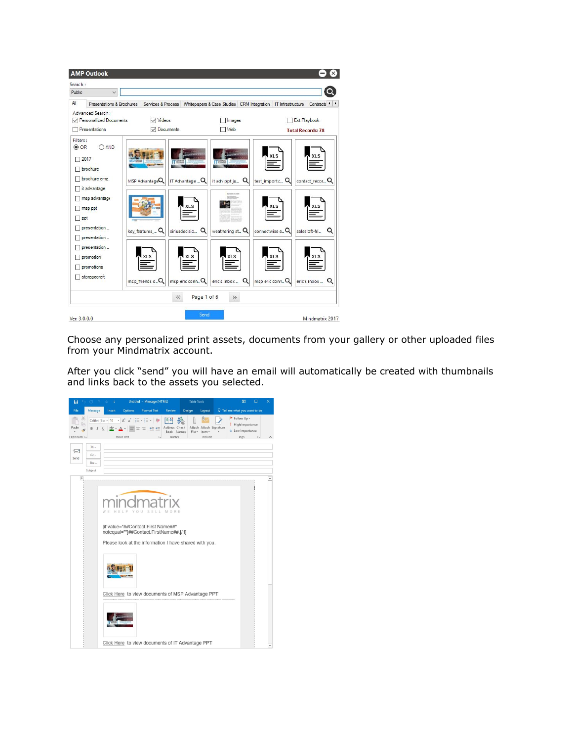Choose any personalized print assets, documents from your gallery or other uploaded files from your Mindmatrix account.

After you click "send" you will have an email will automatically be created with thumbnails and links back to the assets you selected.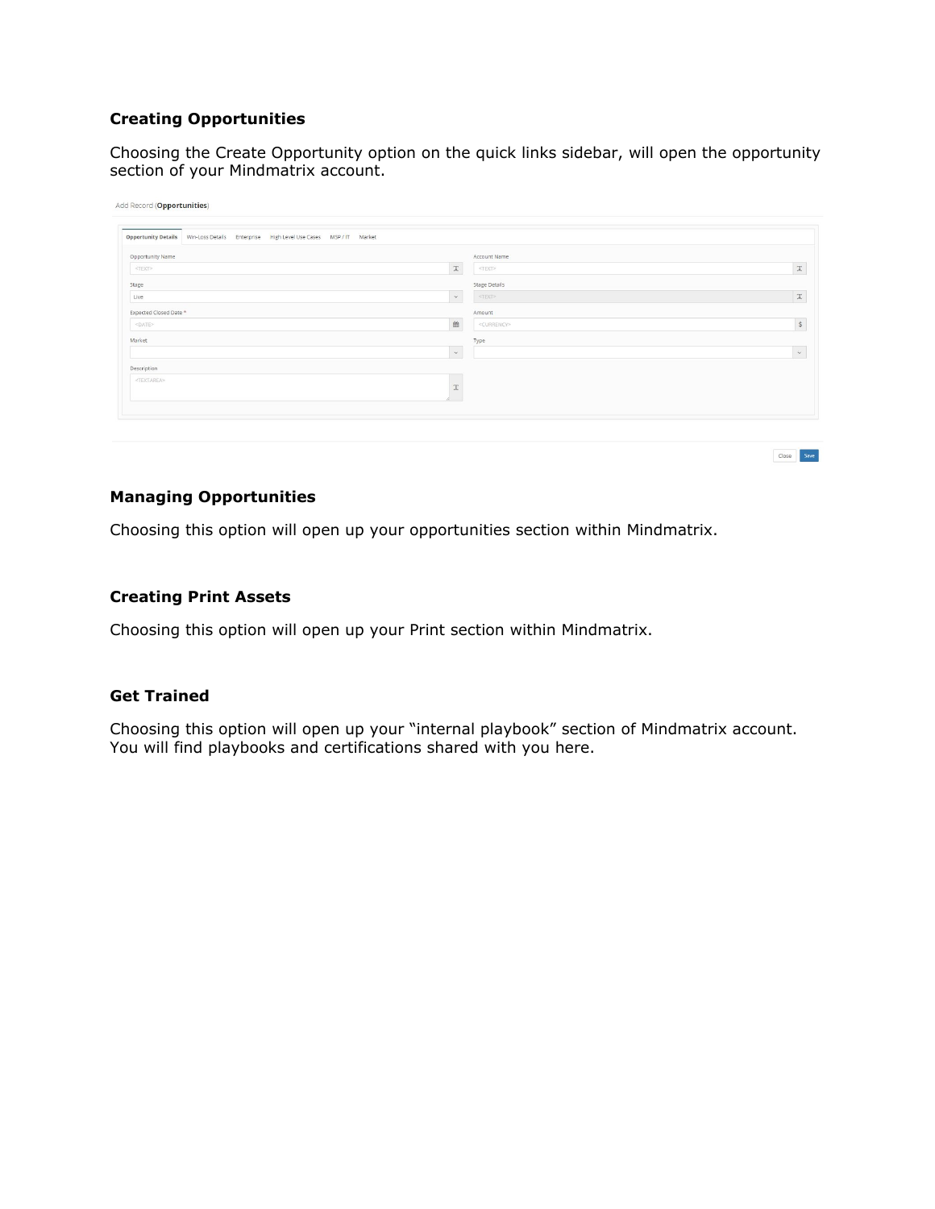### Creating Opportunities

Choosing the Create Opportunity option on the quick links sidebar, will open the opportunity section of your Mindmatrix account.

### Managing Opportunities

Choosing this option will open up your opportunities section within Mindmatrix.

### Creating Print Assets

Choosing this option will open up your Print section within Mindmatrix.

### Get Trained

Choosing this option will open up your "internal playbook" section of Mindmatrix account. You will find playbooks and certifications shared with you here.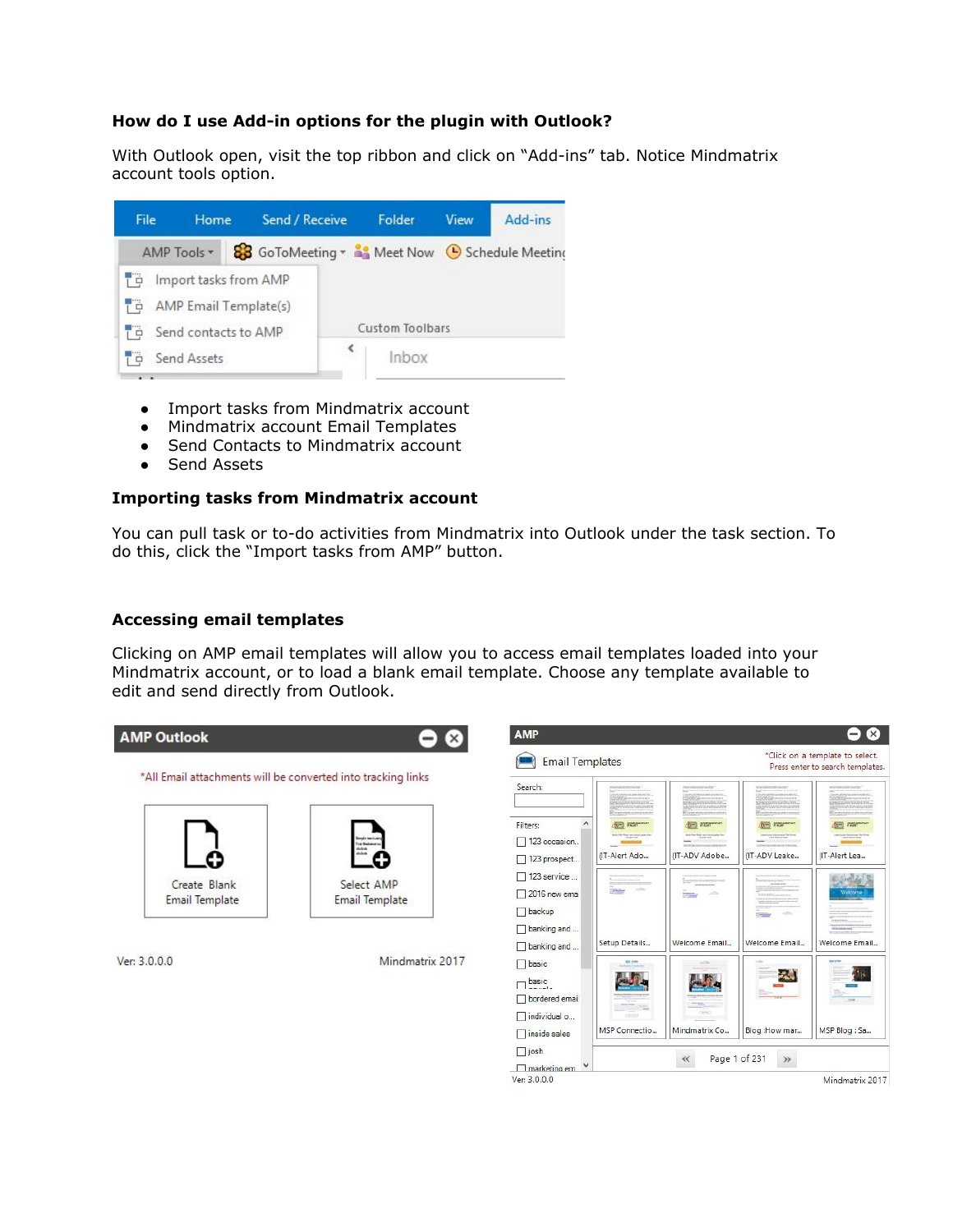### How do I use Add-in options for the plugin with Outlook?

With Outlook open, visit the top ribbon and click on "Add-ins" tab. Notice Mindmatrix account tools option.

- Import tasks from Mindmatrix account
- Mindmatrix account Email Templates
- Send Contacts to Mindmatrix account
- Send Assets

### Importing tasks from Mindmatrix account

You can pull task or to-do activities from Mindmatrix into Outlook under the task section. To do this, click the "Import tasks from AMP" button.

### Accessing email templates

Clicking on AMP email templates will allow you to access email templates loaded into your Mindmatrix account, or to load a blank email template. Choose any template available to edit and send directly from Outlook.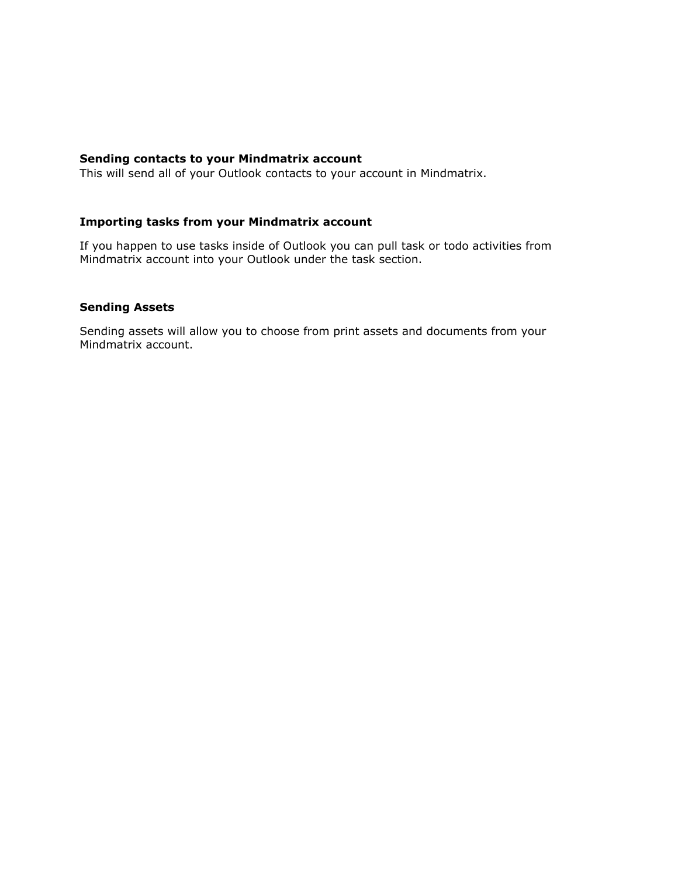**Sending contacts to your Mindmatrix account**
This will send all of your Outlook contacts to your account in Mindmatrix.

**Importing tasks from your Mindmatrix account**

If you happen to use tasks inside of Outlook you can pull task or todo activities from Mindmatrix account into your Outlook under the task section.

**Sending Assets**

Sending assets will allow you to choose from print assets and documents from your Mindmatrix account.